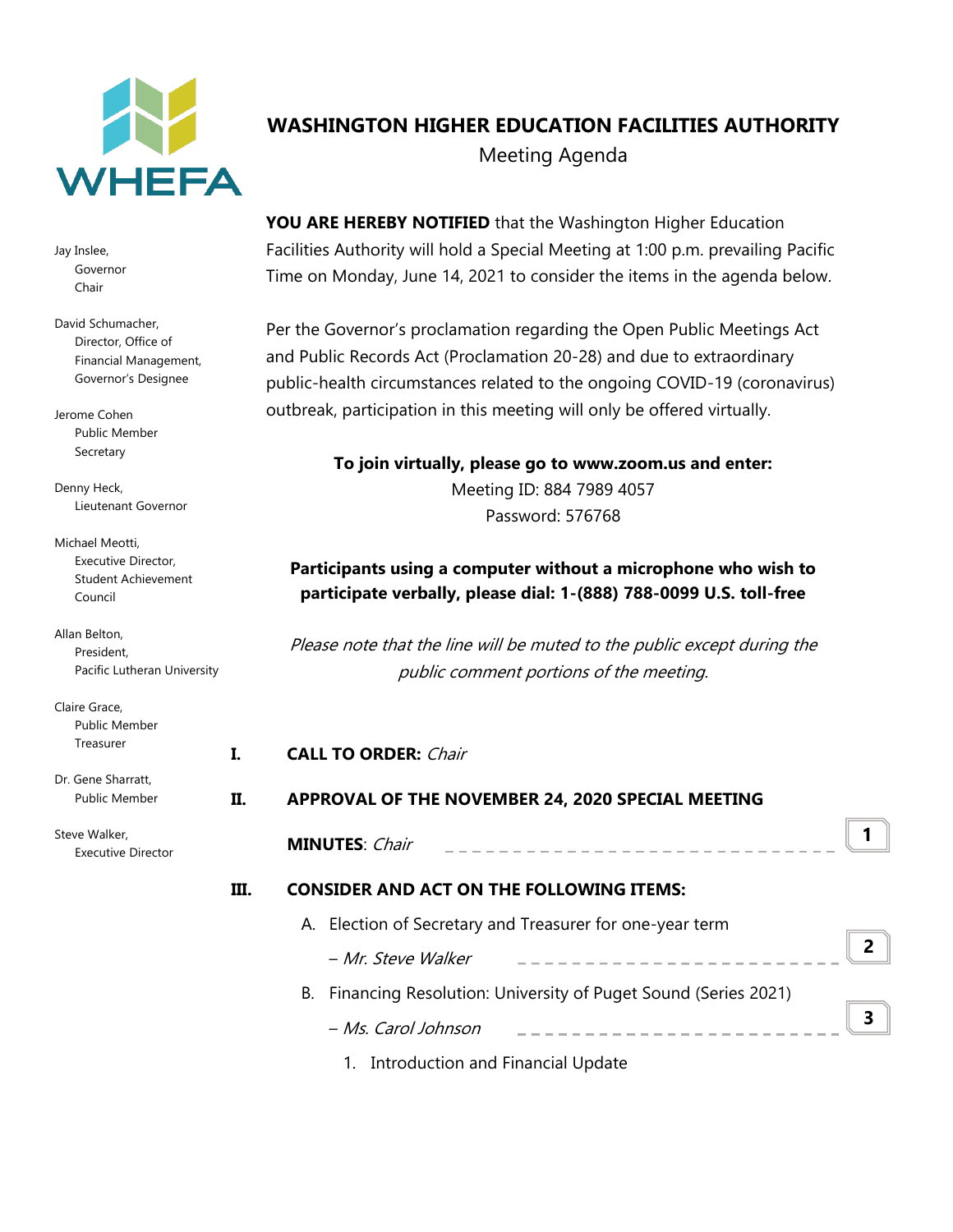WHEFA

# WASHINGTON HIGHER EDUCATION FACILITIES AUTHORITY

Meeting Agenda

Jay Inslee,
Governor
Chair

David Schumacher,
Director, Office of Financial Management,
Governor's Designee

Jerome Cohen
Public Member
Secretary

Denny Heck,
Lieutenant Governor

Michael Meotti,
Executive Director,
Student Achievement Council

Allan Belton,
President,
Pacific Lutheran University

Claire Grace,
Public Member
Treasurer

Dr. Gene Sharratt,
Public Member

Steve Walker,
Executive Director

**YOU ARE HEREBY NOTIFIED** that the Washington Higher Education Facilities Authority will hold a Special Meeting at 1:00 p.m. prevailing Pacific Time on Monday, June 14, 2021 to consider the items in the agenda below.

Per the Governor's proclamation regarding the Open Public Meetings Act and Public Records Act (Proclamation 20-28) and due to extraordinary public-health circumstances related to the ongoing COVID-19 (coronavirus) outbreak, participation in this meeting will only be offered virtually.

**To join virtually, please go to www.zoom.us and enter:**
Meeting ID: 884 7989 4057
Password: 576768

**Participants using a computer without a microphone who wish to participate verbally, please dial: 1-(888) 788-0099 U.S. toll-free**

*Please note that the line will be muted to the public except during the public comment portions of the meeting.*

**I. CALL TO ORDER:** *Chair*

**II. APPROVAL OF THE NOVEMBER 24, 2020 SPECIAL MEETING MINUTES**: *Chair* ---------- **1**

**III. CONSIDER AND ACT ON THE FOLLOWING ITEMS:**

A. Election of Secretary and Treasurer for one-year term
– *Mr. Steve Walker* ---------- **2**

B. Financing Resolution: University of Puget Sound (Series 2021)
– *Ms. Carol Johnson* ---------- **3**

1. Introduction and Financial Update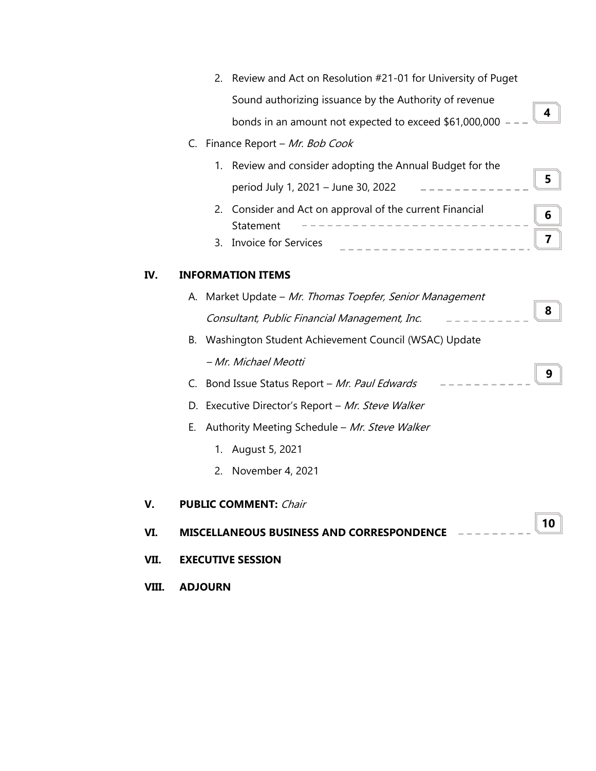2. Review and Act on Resolution #21-01 for University of Puget Sound authorizing issuance by the Authority of revenue bonds in an amount not expected to exceed $61,000,000 — **4**

C. Finance Report – *Mr. Bob Cook*

   1. Review and consider adopting the Annual Budget for the period July 1, 2021 – June 30, 2022 — **5**
   2. Consider and Act on approval of the current Financial Statement — **6**
   3. Invoice for Services — **7**

## IV. INFORMATION ITEMS

A. Market Update – *Mr. Thomas Toepfer, Senior Management Consultant, Public Financial Management, Inc.* — **8**

B. Washington Student Achievement Council (WSAC) Update – *Mr. Michael Meotti*

C. Bond Issue Status Report – *Mr. Paul Edwards* — **9**

D. Executive Director's Report – *Mr. Steve Walker*

E. Authority Meeting Schedule – *Mr. Steve Walker*

   1. August 5, 2021
   2. November 4, 2021

## V. PUBLIC COMMENT: *Chair*

## VI. MISCELLANEOUS BUSINESS AND CORRESPONDENCE — **10**

## VII. EXECUTIVE SESSION

## VIII. ADJOURN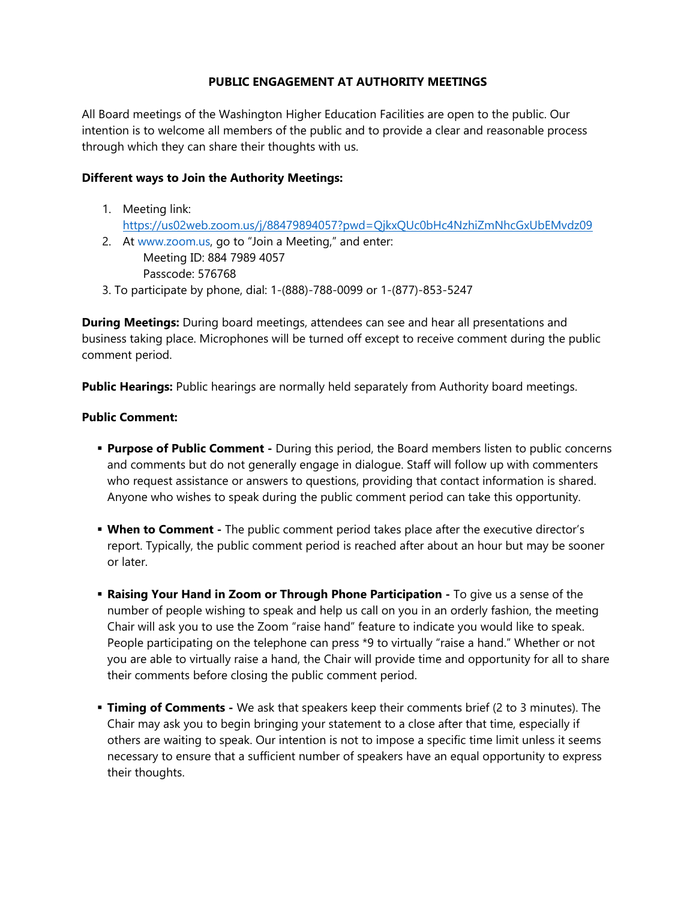# PUBLIC ENGAGEMENT AT AUTHORITY MEETINGS

All Board meetings of the Washington Higher Education Facilities are open to the public. Our intention is to welcome all members of the public and to provide a clear and reasonable process through which they can share their thoughts with us.

**Different ways to Join the Authority Meetings:**

1. Meeting link: https://us02web.zoom.us/j/88479894057?pwd=QjkxQUc0bHc4NzhiZmNhcGxUbEMvdz09
2. At www.zoom.us, go to "Join a Meeting," and enter:
   Meeting ID: 884 7989 4057
   Passcode: 576768
3. To participate by phone, dial: 1-(888)-788-0099 or 1-(877)-853-5247

**During Meetings:** During board meetings, attendees can see and hear all presentations and business taking place. Microphones will be turned off except to receive comment during the public comment period.

**Public Hearings:** Public hearings are normally held separately from Authority board meetings.

**Public Comment:**

- **Purpose of Public Comment -** During this period, the Board members listen to public concerns and comments but do not generally engage in dialogue. Staff will follow up with commenters who request assistance or answers to questions, providing that contact information is shared. Anyone who wishes to speak during the public comment period can take this opportunity.

- **When to Comment -** The public comment period takes place after the executive director's report. Typically, the public comment period is reached after about an hour but may be sooner or later.

- **Raising Your Hand in Zoom or Through Phone Participation -** To give us a sense of the number of people wishing to speak and help us call on you in an orderly fashion, the meeting Chair will ask you to use the Zoom "raise hand" feature to indicate you would like to speak. People participating on the telephone can press *9 to virtually "raise a hand." Whether or not you are able to virtually raise a hand, the Chair will provide time and opportunity for all to share their comments before closing the public comment period.

- **Timing of Comments -** We ask that speakers keep their comments brief (2 to 3 minutes). The Chair may ask you to begin bringing your statement to a close after that time, especially if others are waiting to speak. Our intention is not to impose a specific time limit unless it seems necessary to ensure that a sufficient number of speakers have an equal opportunity to express their thoughts.